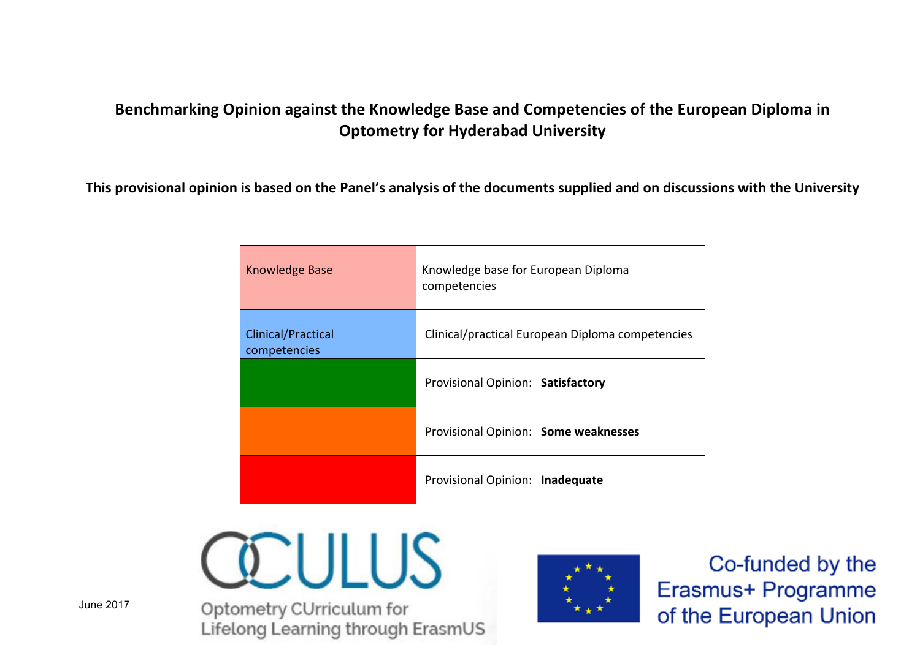# Benchmarking Opinion against the Knowledge Base and Competencies of the European Diploma in Optometry for Hyderabad University

**This provisional opinion is based on the Panel's analysis of the documents supplied and on discussions with the University**

| | |
|---|---|
| Knowledge Base | Knowledge base for European Diploma competencies |
| Clinical/Practical competencies | Clinical/practical European Diploma competencies |
| | Provisional Opinion: **Satisfactory** |
| | Provisional Opinion: **Some weaknesses** |
| | Provisional Opinion: **Inadequate** |

June 2017

OCULUS

Optometry CUrriculum for Lifelong Learning through ErasmUS

Co-funded by the Erasmus+ Programme of the European Union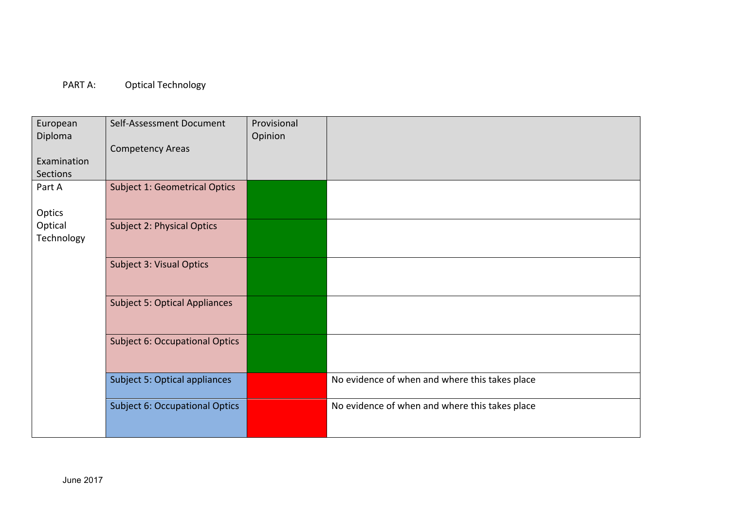PART A: Optical Technology

| European Diploma<br><br>Examination Sections | Self-Assessment Document<br><br>Competency Areas | Provisional Opinion | |
|---|---|---|---|
| Part A<br><br>Optics Optical Technology | Subject 1: Geometrical Optics | | |
| | Subject 2: Physical Optics | | |
| | Subject 3: Visual Optics | | |
| | Subject 5: Optical Appliances | | |
| | Subject 6: Occupational Optics | | |
| | Subject 5: Optical appliances | | No evidence of when and where this takes place |
| | Subject 6: Occupational Optics | | No evidence of when and where this takes place |

June 2017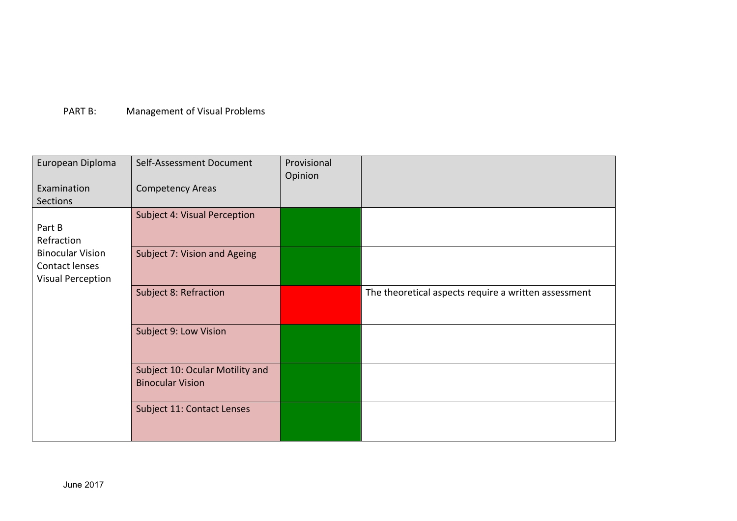PART B: Management of Visual Problems

| European Diploma Examination Sections | Self-Assessment Document Competency Areas | Provisional Opinion | |
|---|---|---|---|
| Part B Refraction Binocular Vision Contact lenses Visual Perception | Subject 4: Visual Perception | | |
| | Subject 7: Vision and Ageing | | |
| | Subject 8: Refraction | | The theoretical aspects require a written assessment |
| | Subject 9: Low Vision | | |
| | Subject 10: Ocular Motility and Binocular Vision | | |
| | Subject 11: Contact Lenses | | |

June 2017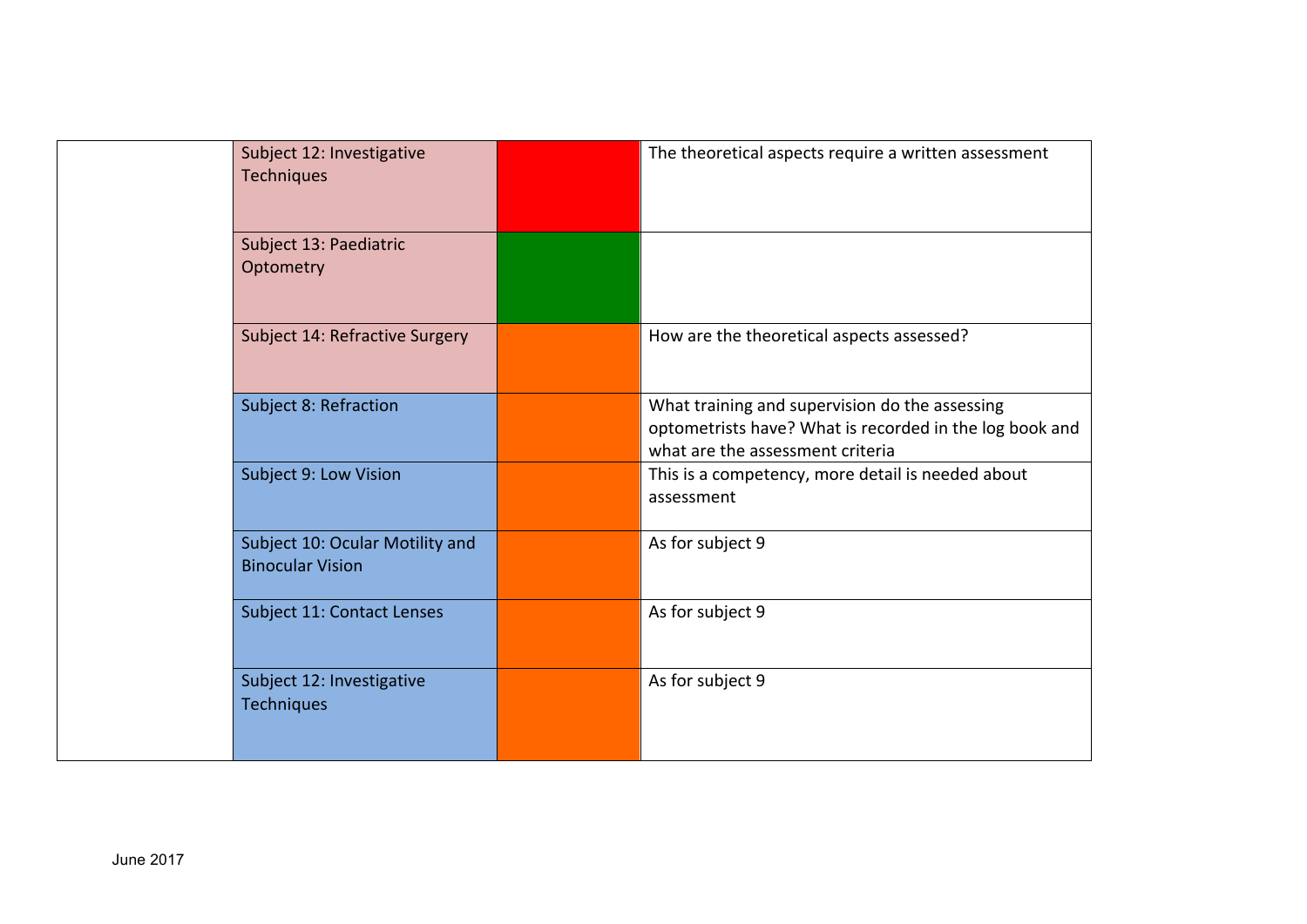| | | | |
|---|---|---|---|
| | Subject 12: Investigative Techniques | | The theoretical aspects require a written assessment |
| | Subject 13: Paediatric Optometry | | |
| | Subject 14: Refractive Surgery | | How are the theoretical aspects assessed? |
| | Subject 8: Refraction | | What training and supervision do the assessing optometrists have? What is recorded in the log book and what are the assessment criteria |
| | Subject 9: Low Vision | | This is a competency, more detail is needed about assessment |
| | Subject 10: Ocular Motility and Binocular Vision | | As for subject 9 |
| | Subject 11: Contact Lenses | | As for subject 9 |
| | Subject 12: Investigative Techniques | | As for subject 9 |

June 2017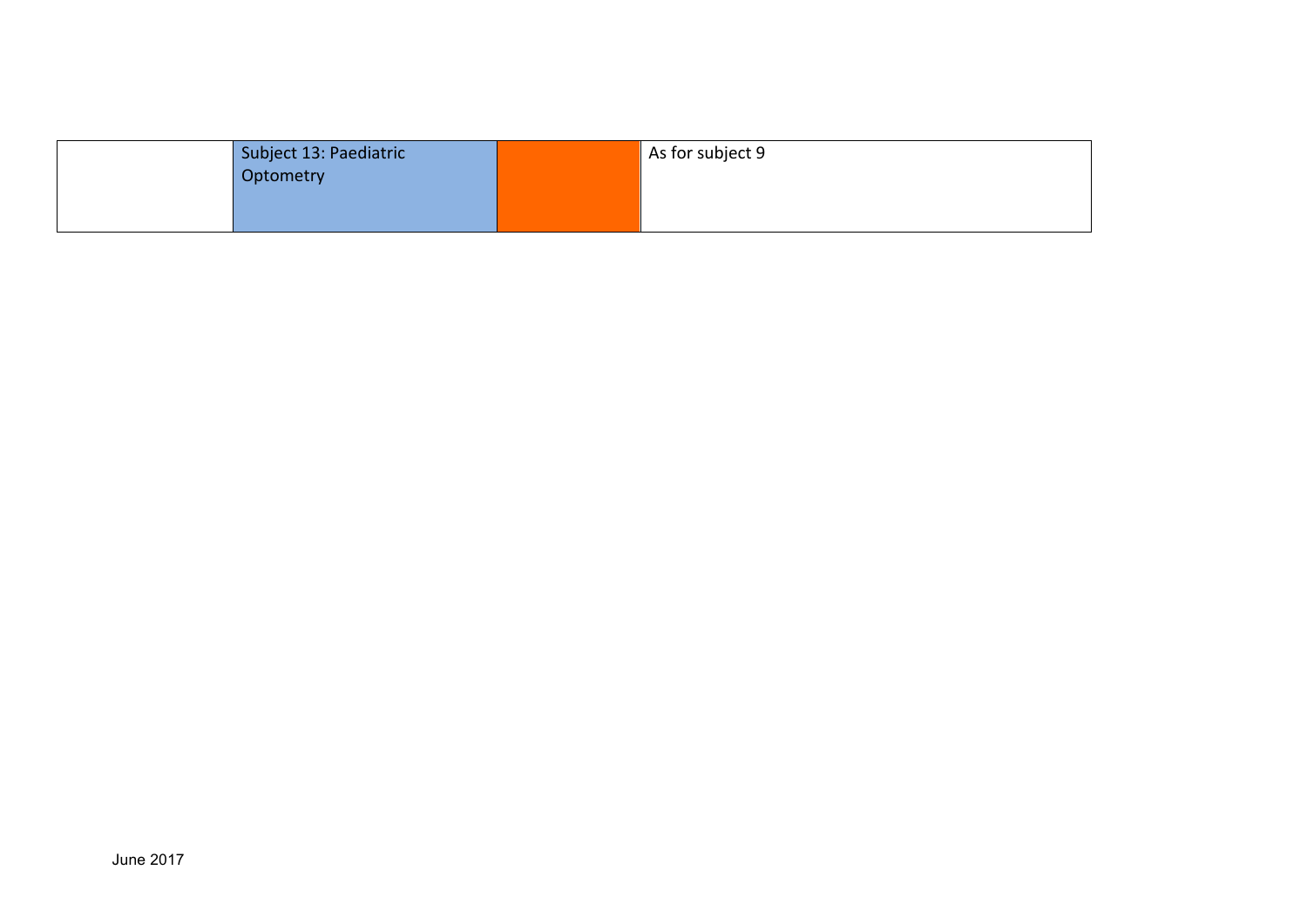|  | Subject 13: Paediatric Optometry |  | As for subject 9 |
|---|---|---|---|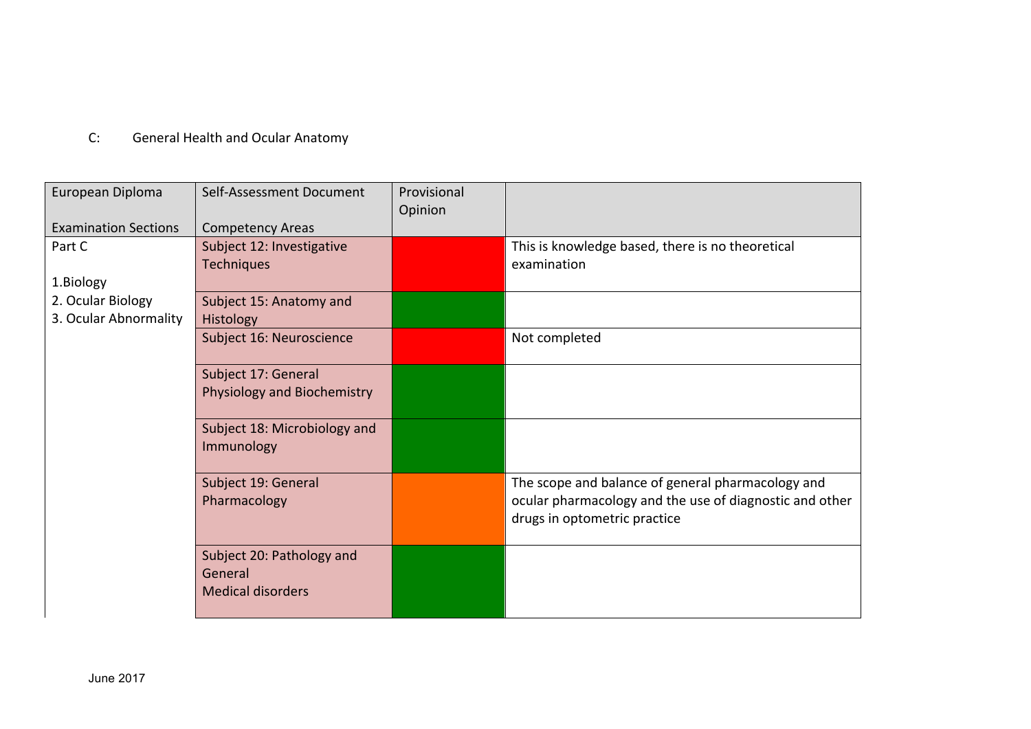C: General Health and Ocular Anatomy

| European Diploma Examination Sections | Self-Assessment Document Competency Areas | Provisional Opinion | |
|---|---|---|---|
| Part C<br><br>1.Biology<br>2. Ocular Biology<br>3. Ocular Abnormality | Subject 12: Investigative Techniques | | This is knowledge based, there is no theoretical examination |
| | Subject 15: Anatomy and Histology | | |
| | Subject 16: Neuroscience | | Not completed |
| | Subject 17: General Physiology and Biochemistry | | |
| | Subject 18: Microbiology and Immunology | | |
| | Subject 19: General Pharmacology | | The scope and balance of general pharmacology and ocular pharmacology and the use of diagnostic and other drugs in optometric practice |
| | Subject 20: Pathology and General Medical disorders | | |

June 2017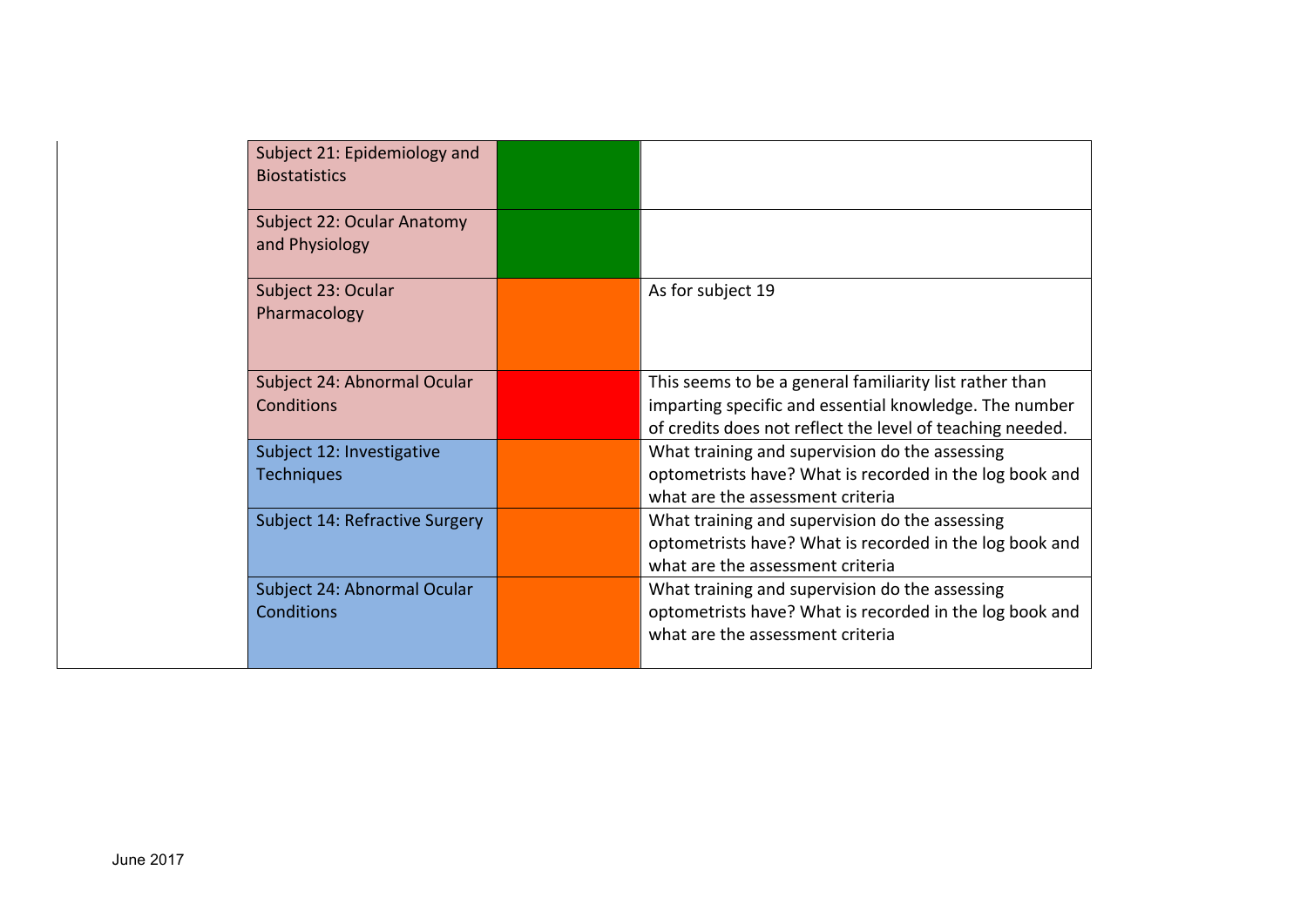| | | | |
|---|---|---|---|
| | Subject 21: Epidemiology and Biostatistics | | |
| | Subject 22: Ocular Anatomy and Physiology | | |
| | Subject 23: Ocular Pharmacology | | As for subject 19 |
| | Subject 24: Abnormal Ocular Conditions | | This seems to be a general familiarity list rather than imparting specific and essential knowledge. The number of credits does not reflect the level of teaching needed. |
| | Subject 12: Investigative Techniques | | What training and supervision do the assessing optometrists have? What is recorded in the log book and what are the assessment criteria |
| | Subject 14: Refractive Surgery | | What training and supervision do the assessing optometrists have? What is recorded in the log book and what are the assessment criteria |
| | Subject 24: Abnormal Ocular Conditions | | What training and supervision do the assessing optometrists have? What is recorded in the log book and what are the assessment criteria |

June 2017